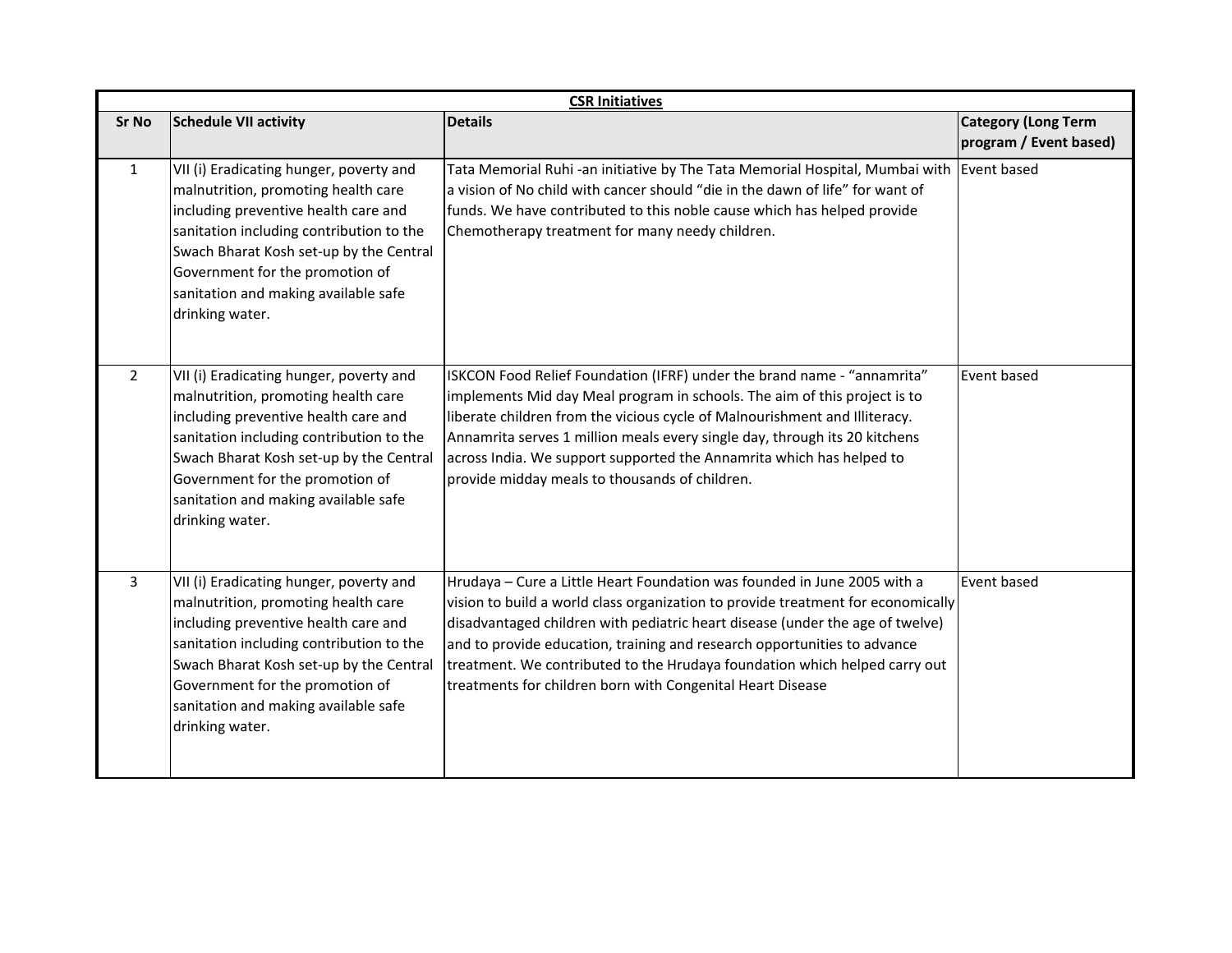| CSR Initiatives | | | |
|---|---|---|---|
| **Sr No** | **Schedule VII activity** | **Details** | **Category (Long Term program / Event based)** |
| 1 | VII (i) Eradicating hunger, poverty and malnutrition, promoting health care including preventive health care and sanitation including contribution to the Swach Bharat Kosh set-up by the Central Government for the promotion of sanitation and making available safe drinking water. | Tata Memorial Ruhi -an initiative by The Tata Memorial Hospital, Mumbai with a vision of No child with cancer should "die in the dawn of life" for want of funds. We have contributed to this noble cause which has helped provide Chemotherapy treatment for many needy children. | Event based |
| 2 | VII (i) Eradicating hunger, poverty and malnutrition, promoting health care including preventive health care and sanitation including contribution to the Swach Bharat Kosh set-up by the Central Government for the promotion of sanitation and making available safe drinking water. | ISKCON Food Relief Foundation (IFRF) under the brand name - "annamrita" implements Mid day Meal program in schools. The aim of this project is to liberate children from the vicious cycle of Malnourishment and Illiteracy. Annamrita serves 1 million meals every single day, through its 20 kitchens across India. We support supported the Annamrita which has helped to provide midday meals to thousands of children. | Event based |
| 3 | VII (i) Eradicating hunger, poverty and malnutrition, promoting health care including preventive health care and sanitation including contribution to the Swach Bharat Kosh set-up by the Central Government for the promotion of sanitation and making available safe drinking water. | Hrudaya – Cure a Little Heart Foundation was founded in June 2005 with a vision to build a world class organization to provide treatment for economically disadvantaged children with pediatric heart disease (under the age of twelve) and to provide education, training and research opportunities to advance treatment. We contributed to the Hrudaya foundation which helped carry out treatments for children born with Congenital Heart Disease | Event based |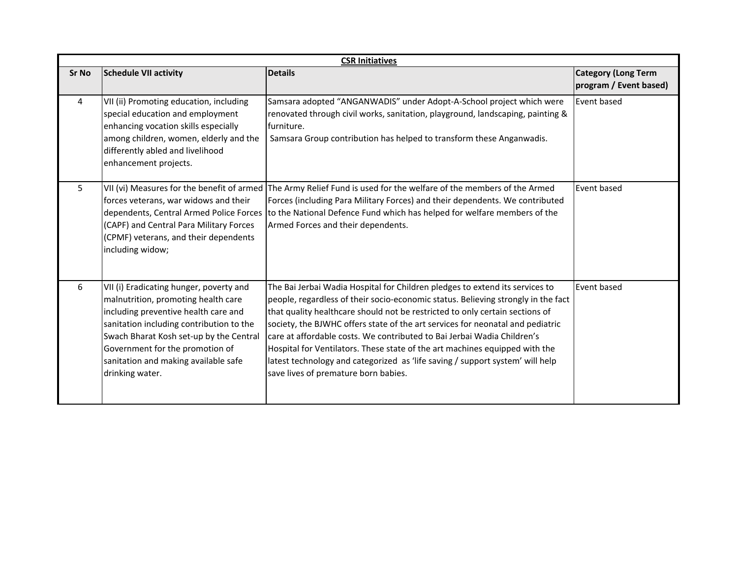| CSR Initiatives | | | |
|---|---|---|---|
| **Sr No** | **Schedule VII activity** | **Details** | **Category (Long Term program / Event based)** |
| 4 | VII (ii) Promoting education, including special education and employment enhancing vocation skills especially among children, women, elderly and the differently abled and livelihood enhancement projects. | Samsara adopted “ANGANWADIS” under Adopt-A-School project which were renovated through civil works, sanitation, playground, landscaping, painting & furniture. Samsara Group contribution has helped to transform these Anganwadis. | Event based |
| 5 | VII (vi) Measures for the benefit of armed forces veterans, war widows and their dependents, Central Armed Police Forces (CAPF) and Central Para Military Forces (CPMF) veterans, and their dependents including widow; | The Army Relief Fund is used for the welfare of the members of the Armed Forces (including Para Military Forces) and their dependents. We contributed to the National Defence Fund which has helped for welfare members of the Armed Forces and their dependents. | Event based |
| 6 | VII (i) Eradicating hunger, poverty and malnutrition, promoting health care including preventive health care and sanitation including contribution to the Swach Bharat Kosh set-up by the Central Government for the promotion of sanitation and making available safe drinking water. | The Bai Jerbai Wadia Hospital for Children pledges to extend its services to people, regardless of their socio-economic status. Believing strongly in the fact that quality healthcare should not be restricted to only certain sections of society, the BJWHC offers state of the art services for neonatal and pediatric care at affordable costs. We contributed to Bai Jerbai Wadia Children’s Hospital for Ventilators. These state of the art machines equipped with the latest technology and categorized as ‘life saving / support system’ will help save lives of premature born babies. | Event based |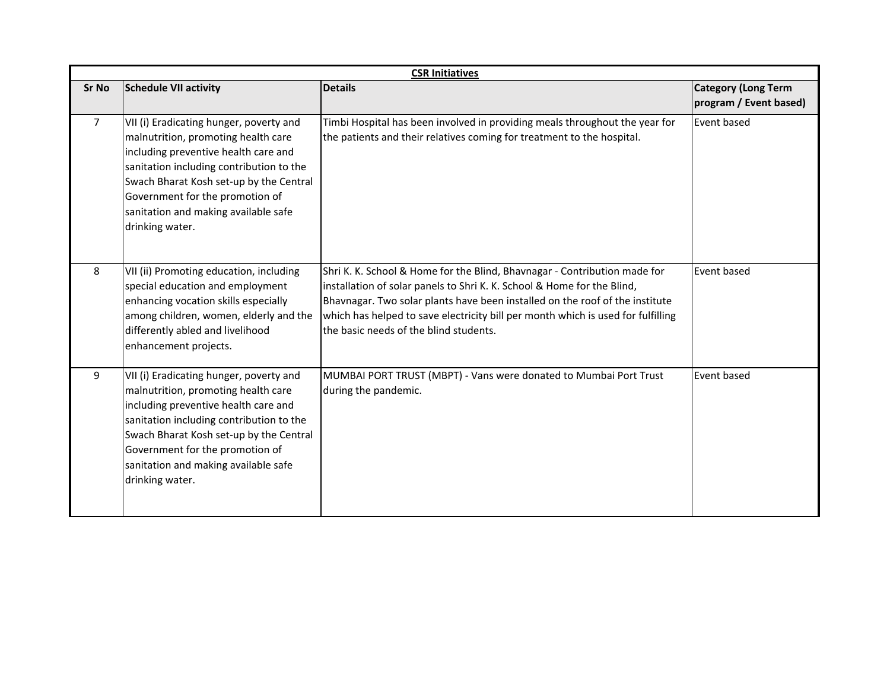| CSR Initiatives | | | |
|---|---|---|---|
| **Sr No** | **Schedule VII activity** | **Details** | **Category (Long Term program / Event based)** |
| 7 | VII (i) Eradicating hunger, poverty and malnutrition, promoting health care including preventive health care and sanitation including contribution to the Swach Bharat Kosh set-up by the Central Government for the promotion of sanitation and making available safe drinking water. | Timbi Hospital has been involved in providing meals throughout the year for the patients and their relatives coming for treatment to the hospital. | Event based |
| 8 | VII (ii) Promoting education, including special education and employment enhancing vocation skills especially among children, women, elderly and the differently abled and livelihood enhancement projects. | Shri K. K. School & Home for the Blind, Bhavnagar - Contribution made for installation of solar panels to Shri K. K. School & Home for the Blind, Bhavnagar. Two solar plants have been installed on the roof of the institute which has helped to save electricity bill per month which is used for fulfilling the basic needs of the blind students. | Event based |
| 9 | VII (i) Eradicating hunger, poverty and malnutrition, promoting health care including preventive health care and sanitation including contribution to the Swach Bharat Kosh set-up by the Central Government for the promotion of sanitation and making available safe drinking water. | MUMBAI PORT TRUST (MBPT) - Vans were donated to Mumbai Port Trust during the pandemic. | Event based |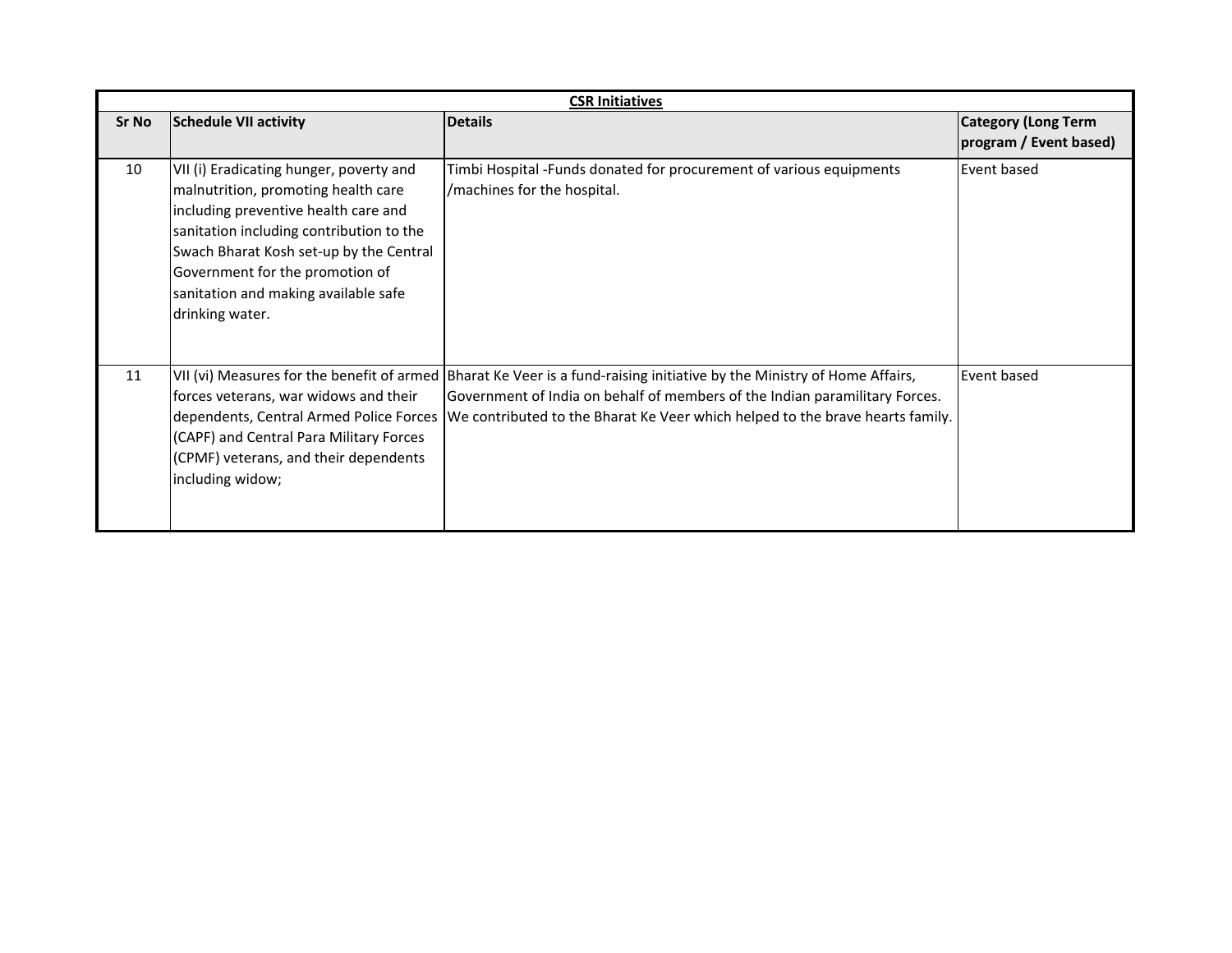| CSR Initiatives | | | |
|---|---|---|---|
| **Sr No** | **Schedule VII activity** | **Details** | **Category (Long Term program / Event based)** |
| 10 | VII (i) Eradicating hunger, poverty and malnutrition, promoting health care including preventive health care and sanitation including contribution to the Swach Bharat Kosh set-up by the Central Government for the promotion of sanitation and making available safe drinking water. | Timbi Hospital -Funds donated for procurement of various equipments /machines for the hospital. | Event based |
| 11 | VII (vi) Measures for the benefit of armed forces veterans, war widows and their dependents, Central Armed Police Forces (CAPF) and Central Para Military Forces (CPMF) veterans, and their dependents including widow; | Bharat Ke Veer is a fund-raising initiative by the Ministry of Home Affairs, Government of India on behalf of members of the Indian paramilitary Forces. We contributed to the Bharat Ke Veer which helped to the brave hearts family. | Event based |